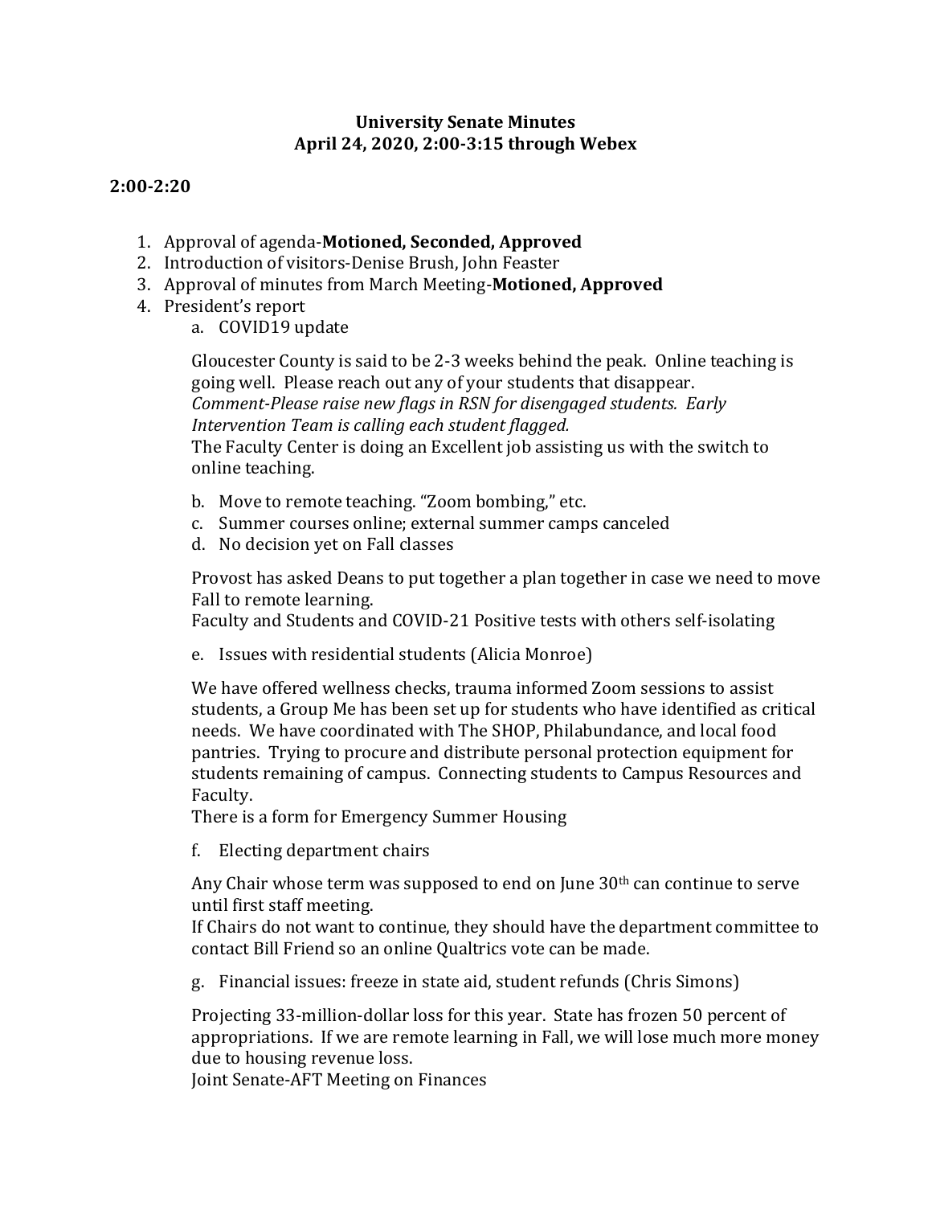**University Senate Minutes**
**April 24, 2020, 2:00-3:15 through Webex**

**2:00-2:20**

1. Approval of agenda-**Motioned, Seconded, Approved**
2. Introduction of visitors-Denise Brush, John Feaster
3. Approval of minutes from March Meeting-**Motioned, Approved**
4. President's report
   a. COVID19 update

   Gloucester County is said to be 2-3 weeks behind the peak. Online teaching is going well. Please reach out any of your students that disappear.
   *Comment-Please raise new flags in RSN for disengaged students. Early Intervention Team is calling each student flagged.*
   The Faculty Center is doing an Excellent job assisting us with the switch to online teaching.

   b. Move to remote teaching. "Zoom bombing," etc.
   c. Summer courses online; external summer camps canceled
   d. No decision yet on Fall classes

   Provost has asked Deans to put together a plan together in case we need to move Fall to remote learning.
   Faculty and Students and COVID-21 Positive tests with others self-isolating

   e. Issues with residential students (Alicia Monroe)

   We have offered wellness checks, trauma informed Zoom sessions to assist students, a Group Me has been set up for students who have identified as critical needs. We have coordinated with The SHOP, Philabundance, and local food pantries. Trying to procure and distribute personal protection equipment for students remaining of campus. Connecting students to Campus Resources and Faculty.
   There is a form for Emergency Summer Housing

   f. Electing department chairs

   Any Chair whose term was supposed to end on June 30th can continue to serve until first staff meeting.
   If Chairs do not want to continue, they should have the department committee to contact Bill Friend so an online Qualtrics vote can be made.

   g. Financial issues: freeze in state aid, student refunds (Chris Simons)

   Projecting 33-million-dollar loss for this year. State has frozen 50 percent of appropriations. If we are remote learning in Fall, we will lose much more money due to housing revenue loss.
   Joint Senate-AFT Meeting on Finances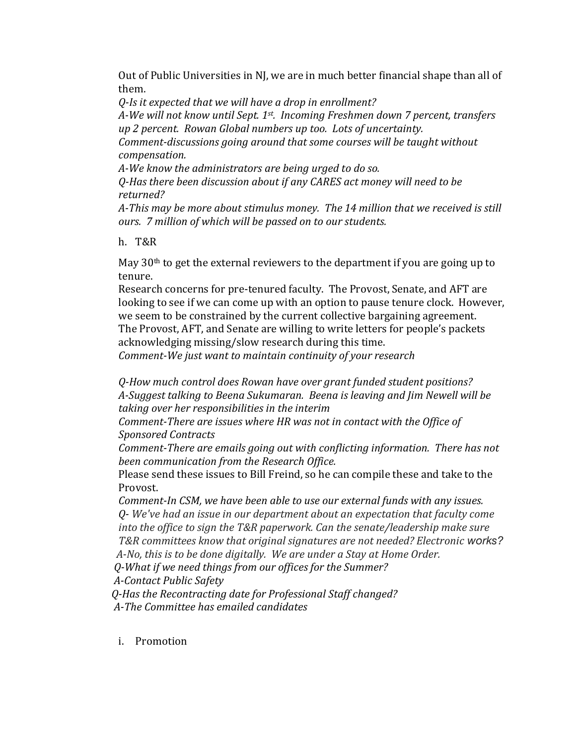Out of Public Universities in NJ, we are in much better financial shape than all of them.

*Q-Is it expected that we will have a drop in enrollment?*

*A-We will not know until Sept. 1st. Incoming Freshmen down 7 percent, transfers up 2 percent. Rowan Global numbers up too. Lots of uncertainty.*

*Comment-discussions going around that some courses will be taught without compensation.*

*A-We know the administrators are being urged to do so.*

*Q-Has there been discussion about if any CARES act money will need to be returned?*

*A-This may be more about stimulus money. The 14 million that we received is still ours. 7 million of which will be passed on to our students.*

h. T&R

May 30th to get the external reviewers to the department if you are going up to tenure.

Research concerns for pre-tenured faculty. The Provost, Senate, and AFT are looking to see if we can come up with an option to pause tenure clock. However, we seem to be constrained by the current collective bargaining agreement.

The Provost, AFT, and Senate are willing to write letters for people's packets acknowledging missing/slow research during this time.

*Comment-We just want to maintain continuity of your research*

*Q-How much control does Rowan have over grant funded student positions?*

*A-Suggest talking to Beena Sukumaran. Beena is leaving and Jim Newell will be taking over her responsibilities in the interim*

*Comment-There are issues where HR was not in contact with the Office of Sponsored Contracts*

*Comment-There are emails going out with conflicting information. There has not been communication from the Research Office.*

Please send these issues to Bill Freind, so he can compile these and take to the Provost.

*Comment-In CSM, we have been able to use our external funds with any issues.*

*Q- We've had an issue in our department about an expectation that faculty come into the office to sign the T&R paperwork. Can the senate/leadership make sure T&R committees know that original signatures are not needed? Electronic works?*

*A-No, this is to be done digitally. We are under a Stay at Home Order.*

*Q-What if we need things from our offices for the Summer?*

*A-Contact Public Safety*

*Q-Has the Recontracting date for Professional Staff changed?*

*A-The Committee has emailed candidates*

i. Promotion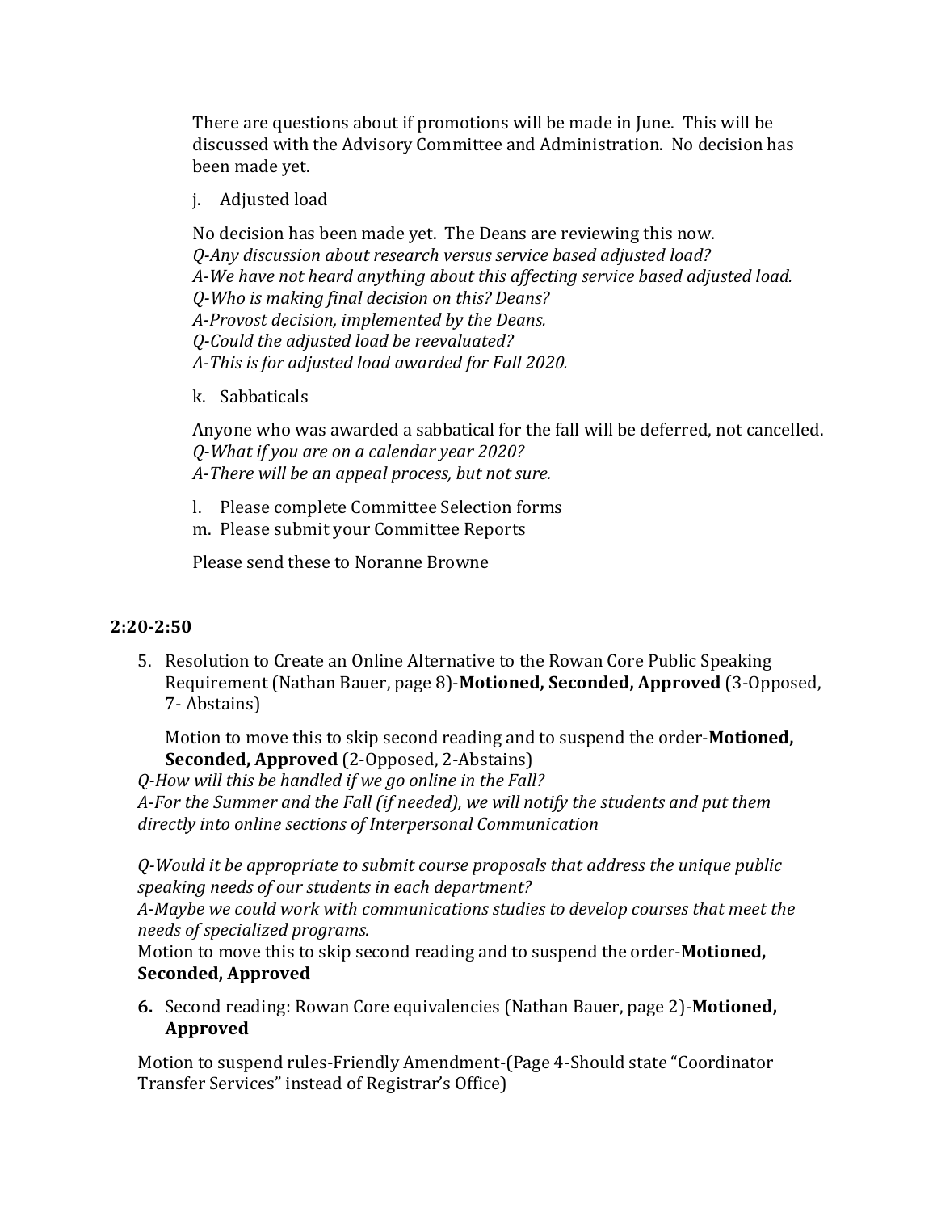There are questions about if promotions will be made in June. This will be discussed with the Advisory Committee and Administration. No decision has been made yet.

j. Adjusted load

No decision has been made yet. The Deans are reviewing this now.
*Q-Any discussion about research versus service based adjusted load?*
*A-We have not heard anything about this affecting service based adjusted load.*
*Q-Who is making final decision on this? Deans?*
*A-Provost decision, implemented by the Deans.*
*Q-Could the adjusted load be reevaluated?*
*A-This is for adjusted load awarded for Fall 2020.*

k. Sabbaticals

Anyone who was awarded a sabbatical for the fall will be deferred, not cancelled.
*Q-What if you are on a calendar year 2020?*
*A-There will be an appeal process, but not sure.*

l. Please complete Committee Selection forms
m. Please submit your Committee Reports

Please send these to Noranne Browne

**2:20-2:50**

5. Resolution to Create an Online Alternative to the Rowan Core Public Speaking Requirement (Nathan Bauer, page 8)-**Motioned, Seconded, Approved** (3-Opposed, 7- Abstains)

   Motion to move this to skip second reading and to suspend the order-**Motioned, Seconded, Approved** (2-Opposed, 2-Abstains)

*Q-How will this be handled if we go online in the Fall?*
*A-For the Summer and the Fall (if needed), we will notify the students and put them directly into online sections of Interpersonal Communication*

*Q-Would it be appropriate to submit course proposals that address the unique public speaking needs of our students in each department?*
*A-Maybe we could work with communications studies to develop courses that meet the needs of specialized programs.*
Motion to move this to skip second reading and to suspend the order-**Motioned, Seconded, Approved**

6. Second reading: Rowan Core equivalencies (Nathan Bauer, page 2)-**Motioned, Approved**

Motion to suspend rules-Friendly Amendment-(Page 4-Should state "Coordinator Transfer Services" instead of Registrar's Office)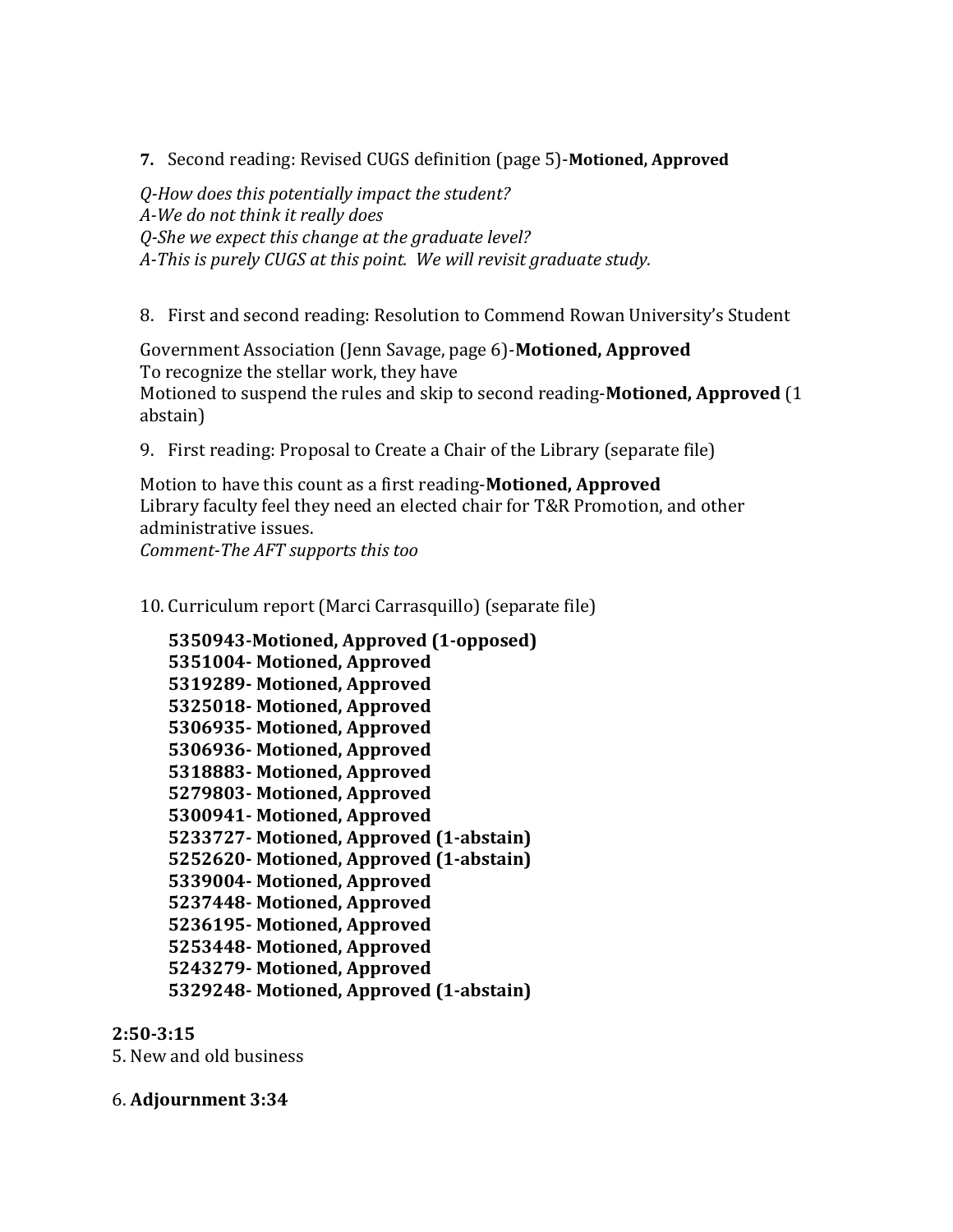**7.** Second reading: Revised CUGS definition (page 5)-**Motioned, Approved**

*Q-How does this potentially impact the student?*
*A-We do not think it really does*
*Q-She we expect this change at the graduate level?*
*A-This is purely CUGS at this point. We will revisit graduate study.*

8. First and second reading: Resolution to Commend Rowan University's Student

Government Association (Jenn Savage, page 6)-**Motioned, Approved**
To recognize the stellar work, they have
Motioned to suspend the rules and skip to second reading-**Motioned, Approved** (1 abstain)

9. First reading: Proposal to Create a Chair of the Library (separate file)

Motion to have this count as a first reading-**Motioned, Approved**
Library faculty feel they need an elected chair for T&R Promotion, and other administrative issues.
*Comment-The AFT supports this too*

10. Curriculum report (Marci Carrasquillo) (separate file)

**5350943-Motioned, Approved (1-opposed)**
**5351004- Motioned, Approved**
**5319289- Motioned, Approved**
**5325018- Motioned, Approved**
**5306935- Motioned, Approved**
**5306936- Motioned, Approved**
**5318883- Motioned, Approved**
**5279803- Motioned, Approved**
**5300941- Motioned, Approved**
**5233727- Motioned, Approved (1-abstain)**
**5252620- Motioned, Approved (1-abstain)**
**5339004- Motioned, Approved**
**5237448- Motioned, Approved**
**5236195- Motioned, Approved**
**5253448- Motioned, Approved**
**5243279- Motioned, Approved**
**5329248- Motioned, Approved (1-abstain)**

**2:50-3:15**
5. New and old business

6. **Adjournment 3:34**